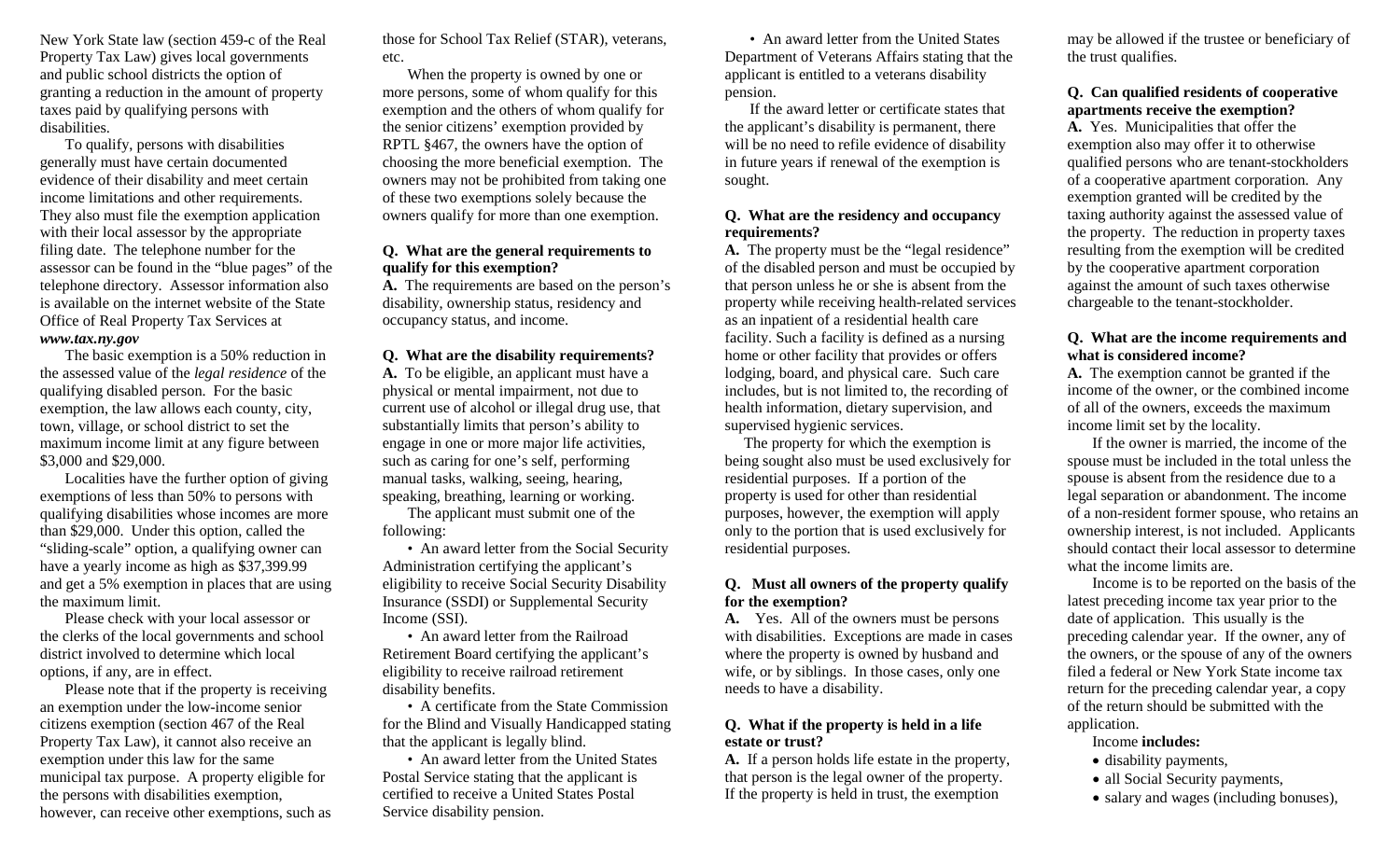New York State law (section 459-c of the Real Property Tax Law) gives local governments and public school districts the option of granting a reduction in the amount of property taxes paid by qualifying persons with disabilities.

To qualify, persons with disabilities generally must have certain documented evidence of their disability and meet certain income limitations and other requirements. They also must file the exemption application with their local assessor by the appropriate filing date. The telephone number for the assessor can be found in the "blue pages" of the telephone directory. Assessor information also is available on the internet website of the State Office of Real Property Tax Services at ***www.tax.ny.gov***

The basic exemption is a 50% reduction in the assessed value of the *legal residence* of the qualifying disabled person. For the basic exemption, the law allows each county, city, town, village, or school district to set the maximum income limit at any figure between $3,000 and $29,000.

Localities have the further option of giving exemptions of less than 50% to persons with qualifying disabilities whose incomes are more than $29,000. Under this option, called the "sliding-scale" option, a qualifying owner can have a yearly income as high as $37,399.99 and get a 5% exemption in places that are using the maximum limit.

Please check with your local assessor or the clerks of the local governments and school district involved to determine which local options, if any, are in effect.

Please note that if the property is receiving an exemption under the low-income senior citizens exemption (section 467 of the Real Property Tax Law), it cannot also receive an exemption under this law for the same municipal tax purpose. A property eligible for the persons with disabilities exemption, however, can receive other exemptions, such as those for School Tax Relief (STAR), veterans, etc.

When the property is owned by one or more persons, some of whom qualify for this exemption and the others of whom qualify for the senior citizens' exemption provided by RPTL §467, the owners have the option of choosing the more beneficial exemption. The owners may not be prohibited from taking one of these two exemptions solely because the owners qualify for more than one exemption.

**Q. What are the general requirements to qualify for this exemption?**

**A.** The requirements are based on the person's disability, ownership status, residency and occupancy status, and income.

**Q. What are the disability requirements?**

**A.** To be eligible, an applicant must have a physical or mental impairment, not due to current use of alcohol or illegal drug use, that substantially limits that person's ability to engage in one or more major life activities, such as caring for one's self, performing manual tasks, walking, seeing, hearing, speaking, breathing, learning or working.

The applicant must submit one of the following:

- An award letter from the Social Security Administration certifying the applicant's eligibility to receive Social Security Disability Insurance (SSDI) or Supplemental Security Income (SSI).
- An award letter from the Railroad Retirement Board certifying the applicant's eligibility to receive railroad retirement disability benefits.
- A certificate from the State Commission for the Blind and Visually Handicapped stating that the applicant is legally blind.
- An award letter from the United States Postal Service stating that the applicant is certified to receive a United States Postal Service disability pension.
- An award letter from the United States Department of Veterans Affairs stating that the applicant is entitled to a veterans disability pension.

If the award letter or certificate states that the applicant's disability is permanent, there will be no need to refile evidence of disability in future years if renewal of the exemption is sought.

**Q. What are the residency and occupancy requirements?**

**A.** The property must be the "legal residence" of the disabled person and must be occupied by that person unless he or she is absent from the property while receiving health-related services as an inpatient of a residential health care facility. Such a facility is defined as a nursing home or other facility that provides or offers lodging, board, and physical care. Such care includes, but is not limited to, the recording of health information, dietary supervision, and supervised hygienic services.

The property for which the exemption is being sought also must be used exclusively for residential purposes. If a portion of the property is used for other than residential purposes, however, the exemption will apply only to the portion that is used exclusively for residential purposes.

**Q. Must all owners of the property qualify for the exemption?**

**A.** Yes. All of the owners must be persons with disabilities. Exceptions are made in cases where the property is owned by husband and wife, or by siblings. In those cases, only one needs to have a disability.

**Q. What if the property is held in a life estate or trust?**

**A.** If a person holds life estate in the property, that person is the legal owner of the property. If the property is held in trust, the exemption may be allowed if the trustee or beneficiary of the trust qualifies.

**Q. Can qualified residents of cooperative apartments receive the exemption?**

**A.** Yes. Municipalities that offer the exemption also may offer it to otherwise qualified persons who are tenant-stockholders of a cooperative apartment corporation. Any exemption granted will be credited by the taxing authority against the assessed value of the property. The reduction in property taxes resulting from the exemption will be credited by the cooperative apartment corporation against the amount of such taxes otherwise chargeable to the tenant-stockholder.

**Q. What are the income requirements and what is considered income?**

**A.** The exemption cannot be granted if the income of the owner, or the combined income of all of the owners, exceeds the maximum income limit set by the locality.

If the owner is married, the income of the spouse must be included in the total unless the spouse is absent from the residence due to a legal separation or abandonment. The income of a non-resident former spouse, who retains an ownership interest, is not included. Applicants should contact their local assessor to determine what the income limits are.

Income is to be reported on the basis of the latest preceding income tax year prior to the date of application. This usually is the preceding calendar year. If the owner, any of the owners, or the spouse of any of the owners filed a federal or New York State income tax return for the preceding calendar year, a copy of the return should be submitted with the application.

Income **includes:**

- disability payments,
- all Social Security payments,
- salary and wages (including bonuses),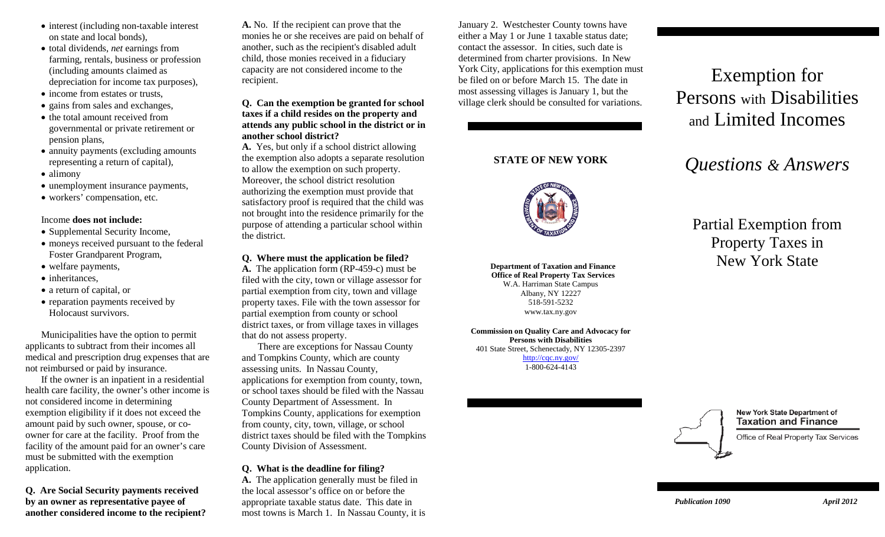- interest (including non-taxable interest on state and local bonds),
- total dividends, *net* earnings from farming, rentals, business or profession (including amounts claimed as depreciation for income tax purposes),
- income from estates or trusts,
- gains from sales and exchanges,
- the total amount received from governmental or private retirement or pension plans,
- annuity payments (excluding amounts representing a return of capital),
- alimony
- unemployment insurance payments,
- workers' compensation, etc.

Income **does not include:**

- Supplemental Security Income,
- moneys received pursuant to the federal Foster Grandparent Program,
- welfare payments,
- inheritances,
- a return of capital, or
- reparation payments received by Holocaust survivors.

Municipalities have the option to permit applicants to subtract from their incomes all medical and prescription drug expenses that are not reimbursed or paid by insurance.

If the owner is an inpatient in a residential health care facility, the owner's other income is not considered income in determining exemption eligibility if it does not exceed the amount paid by such owner, spouse, or co-owner for care at the facility. Proof from the facility of the amount paid for an owner's care must be submitted with the exemption application.

**Q. Are Social Security payments received by an owner as representative payee of another considered income to the recipient?**

**A.** No. If the recipient can prove that the monies he or she receives are paid on behalf of another, such as the recipient's disabled adult child, those monies received in a fiduciary capacity are not considered income to the recipient.

**Q. Can the exemption be granted for school taxes if a child resides on the property and attends any public school in the district or in another school district?**

**A.** Yes, but only if a school district allowing the exemption also adopts a separate resolution to allow the exemption on such property. Moreover, the school district resolution authorizing the exemption must provide that satisfactory proof is required that the child was not brought into the residence primarily for the purpose of attending a particular school within the district.

**Q. Where must the application be filed?**

**A.** The application form (RP-459-c) must be filed with the city, town or village assessor for partial exemption from city, town and village property taxes. File with the town assessor for partial exemption from county or school district taxes, or from village taxes in villages that do not assess property.

There are exceptions for Nassau County and Tompkins County, which are county assessing units. In Nassau County, applications for exemption from county, town, or school taxes should be filed with the Nassau County Department of Assessment. In Tompkins County, applications for exemption from county, city, town, village, or school district taxes should be filed with the Tompkins County Division of Assessment.

**Q. What is the deadline for filing?**

**A.** The application generally must be filed in the local assessor's office on or before the appropriate taxable status date. This date in most towns is March 1. In Nassau County, it is January 2. Westchester County towns have either a May 1 or June 1 taxable status date; contact the assessor. In cities, such date is determined from charter provisions. In New York City, applications for this exemption must be filed on or before March 15. The date in most assessing villages is January 1, but the village clerk should be consulted for variations.

**STATE OF NEW YORK**

**Department of Taxation and Finance**
**Office of Real Property Tax Services**
W.A. Harriman State Campus
Albany, NY 12227
518-591-5232
www.tax.ny.gov

**Commission on Quality Care and Advocacy for Persons with Disabilities**
401 State Street, Schenectady, NY 12305-2397
http://cqc.ny.gov/
1-800-624-4143

# Exemption for Persons with Disabilities and Limited Incomes

## *Questions & Answers*

## Partial Exemption from Property Taxes in New York State

New York State Department of Taxation and Finance
Office of Real Property Tax Services

***Publication 1090*** ***April 2012***